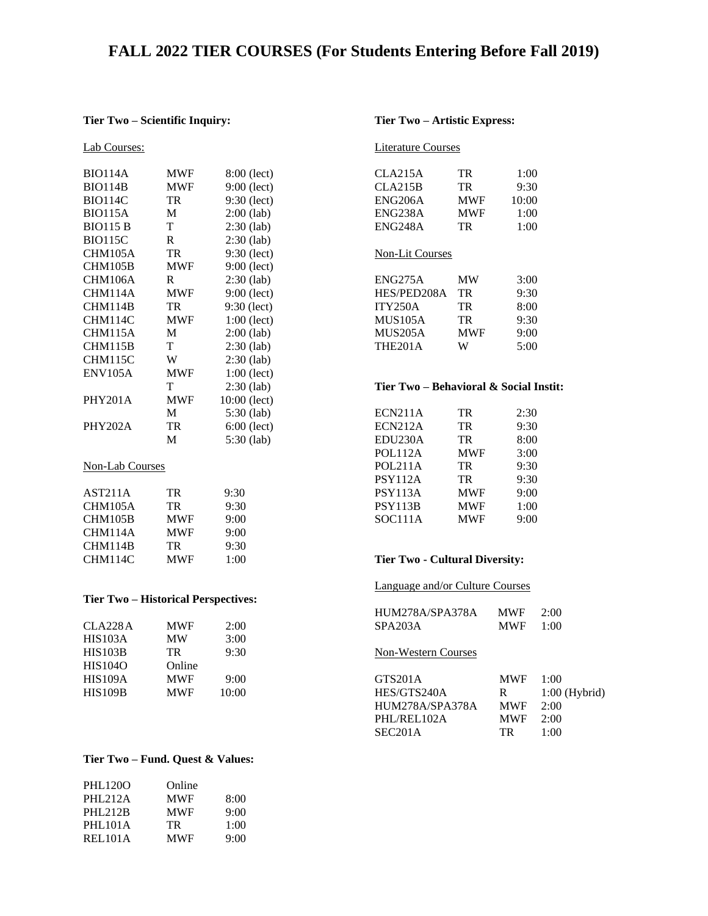# FALL 2022 TIER COURSES (For Students Entering Before Fall 2019)

## Tier Two – Scientific Inquiry:

Lab Courses:

| | | |
|---|---|---|
| BIO114A | MWF | 8:00 (lect) |
| BIO114B | MWF | 9:00 (lect) |
| BIO114C | TR | 9:30 (lect) |
| BIO115A | M | 2:00 (lab) |
| BIO115 B | T | 2:30 (lab) |
| BIO115C | R | 2:30 (lab) |
| CHM105A | TR | 9:30 (lect) |
| CHM105B | MWF | 9:00 (lect) |
| CHM106A | R | 2:30 (lab) |
| CHM114A | MWF | 9:00 (lect) |
| CHM114B | TR | 9:30 (lect) |
| CHM114C | MWF | 1:00 (lect) |
| CHM115A | M | 2:00 (lab) |
| CHM115B | T | 2:30 (lab) |
| CHM115C | W | 2:30 (lab) |
| ENV105A | MWF | 1:00 (lect) |
| | T | 2:30 (lab) |
| PHY201A | MWF | 10:00 (lect) |
| | M | 5:30 (lab) |
| PHY202A | TR | 6:00 (lect) |
| | M | 5:30 (lab) |

Non-Lab Courses

| | | |
|---|---|---|
| AST211A | TR | 9:30 |
| CHM105A | TR | 9:30 |
| CHM105B | MWF | 9:00 |
| CHM114A | MWF | 9:00 |
| CHM114B | TR | 9:30 |
| CHM114C | MWF | 1:00 |

## Tier Two – Historical Perspectives:

| | | |
|---|---|---|
| CLA228A | MWF | 2:00 |
| HIS103A | MW | 3:00 |
| HIS103B | TR | 9:30 |
| HIS104O | Online | |
| HIS109A | MWF | 9:00 |
| HIS109B | MWF | 10:00 |

## Tier Two – Fund. Quest & Values:

| | | |
|---|---|---|
| PHL120O | Online | |
| PHL212A | MWF | 8:00 |
| PHL212B | MWF | 9:00 |
| PHL101A | TR | 1:00 |
| REL101A | MWF | 9:00 |

## Tier Two – Artistic Express:

Literature Courses

| | | |
|---|---|---|
| CLA215A | TR | 1:00 |
| CLA215B | TR | 9:30 |
| ENG206A | MWF | 10:00 |
| ENG238A | MWF | 1:00 |
| ENG248A | TR | 1:00 |

Non-Lit Courses

| | | |
|---|---|---|
| ENG275A | MW | 3:00 |
| HES/PED208A | TR | 9:30 |
| ITY250A | TR | 8:00 |
| MUS105A | TR | 9:30 |
| MUS205A | MWF | 9:00 |
| THE201A | W | 5:00 |

## Tier Two – Behavioral & Social Instit:

| | | |
|---|---|---|
| ECN211A | TR | 2:30 |
| ECN212A | TR | 9:30 |
| EDU230A | TR | 8:00 |
| POL112A | MWF | 3:00 |
| POL211A | TR | 9:30 |
| PSY112A | TR | 9:30 |
| PSY113A | MWF | 9:00 |
| PSY113B | MWF | 1:00 |
| SOC111A | MWF | 9:00 |

## Tier Two - Cultural Diversity:

Language and/or Culture Courses

| | | |
|---|---|---|
| HUM278A/SPA378A | MWF | 2:00 |
| SPA203A | MWF | 1:00 |

Non-Western Courses

| | | |
|---|---|---|
| GTS201A | MWF | 1:00 |
| HES/GTS240A | R | 1:00 (Hybrid) |
| HUM278A/SPA378A | MWF | 2:00 |
| PHL/REL102A | MWF | 2:00 |
| SEC201A | TR | 1:00 |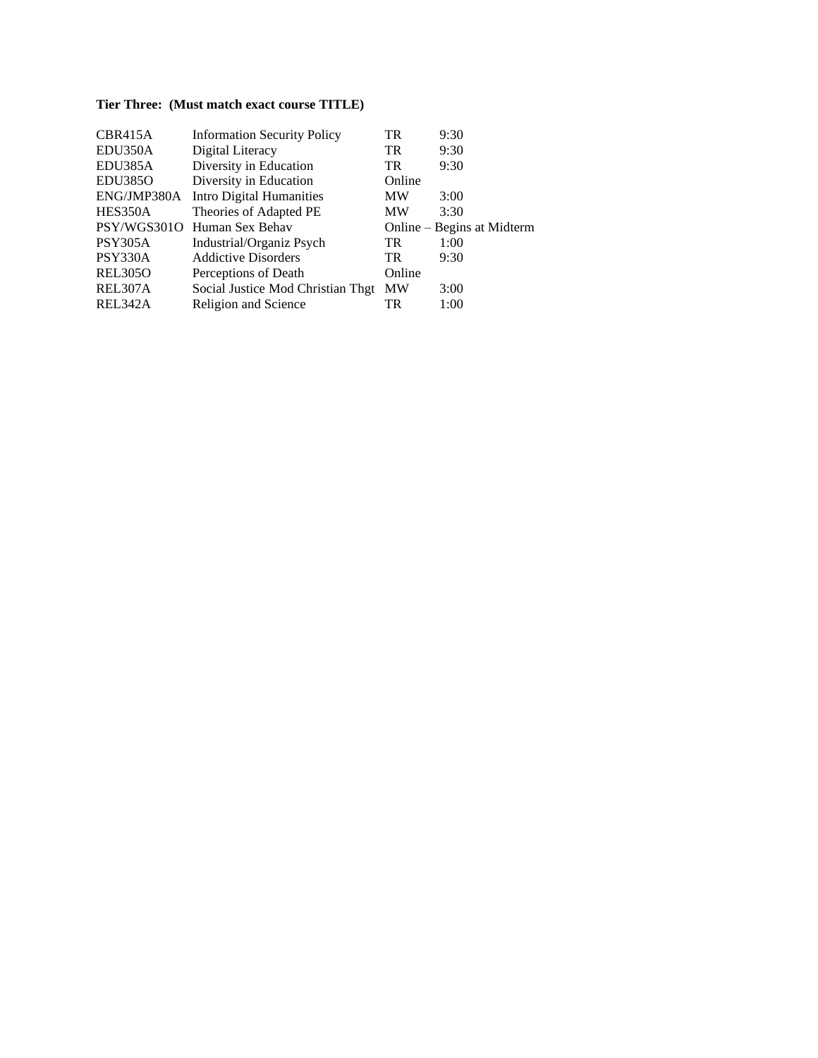**Tier Three: (Must match exact course TITLE)**

| | | | |
|---|---|---|---|
| CBR415A | Information Security Policy | TR | 9:30 |
| EDU350A | Digital Literacy | TR | 9:30 |
| EDU385A | Diversity in Education | TR | 9:30 |
| EDU385O | Diversity in Education | Online | |
| ENG/JMP380A | Intro Digital Humanities | MW | 3:00 |
| HES350A | Theories of Adapted PE | MW | 3:30 |
| PSY/WGS301O | Human Sex Behav | Online – Begins at Midterm | |
| PSY305A | Industrial/Organiz Psych | TR | 1:00 |
| PSY330A | Addictive Disorders | TR | 9:30 |
| REL305O | Perceptions of Death | Online | |
| REL307A | Social Justice Mod Christian Thgt | MW | 3:00 |
| REL342A | Religion and Science | TR | 1:00 |